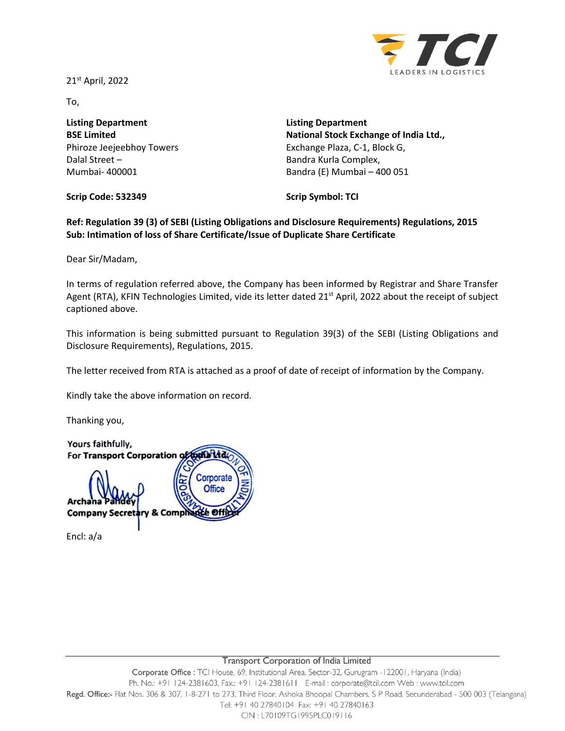TCI
LEADERS IN LOGISTICS

21st April, 2022

To,

**Listing Department**
**BSE Limited**
Phiroze Jeejeebhoy Towers
Dalal Street –
Mumbai- 400001

**Scrip Code: 532349**

**Listing Department**
**National Stock Exchange of India Ltd.,**
Exchange Plaza, C-1, Block G,
Bandra Kurla Complex,
Bandra (E) Mumbai – 400 051

**Scrip Symbol: TCI**

**Ref: Regulation 39 (3) of SEBI (Listing Obligations and Disclosure Requirements) Regulations, 2015**
**Sub: Intimation of loss of Share Certificate/Issue of Duplicate Share Certificate**

Dear Sir/Madam,

In terms of regulation referred above, the Company has been informed by Registrar and Share Transfer Agent (RTA), KFIN Technologies Limited, vide its letter dated 21st April, 2022 about the receipt of subject captioned above.

This information is being submitted pursuant to Regulation 39(3) of the SEBI (Listing Obligations and Disclosure Requirements), Regulations, 2015.

The letter received from RTA is attached as a proof of date of receipt of information by the Company.

Kindly take the above information on record.

Thanking you,

Yours faithfully,
**For Transport Corporation of India Ltd.**

**Archana Pandey**
**Company Secretary & Compliance Officer**

Encl: a/a

Transport Corporation of India Limited
Corporate Office : TCI House, 69, Institutional Area, Sector-32, Gurugram -122001, Haryana (India)
Ph. No.: +91 124-2381603, Fax.: +91 124-2381611 E-mail : corporate@tcil.com Web : www.tcil.com
Regd. Office:- Flat Nos. 306 & 307, 1-8-271 to 273, Third Floor, Ashoka Bhoopal Chambers, S P Road, Secunderabad - 500 003 (Telangana)
Tel: +91 40 27840104 Fax: +91 40 27840163
CIN : L70109TG1995PLC019116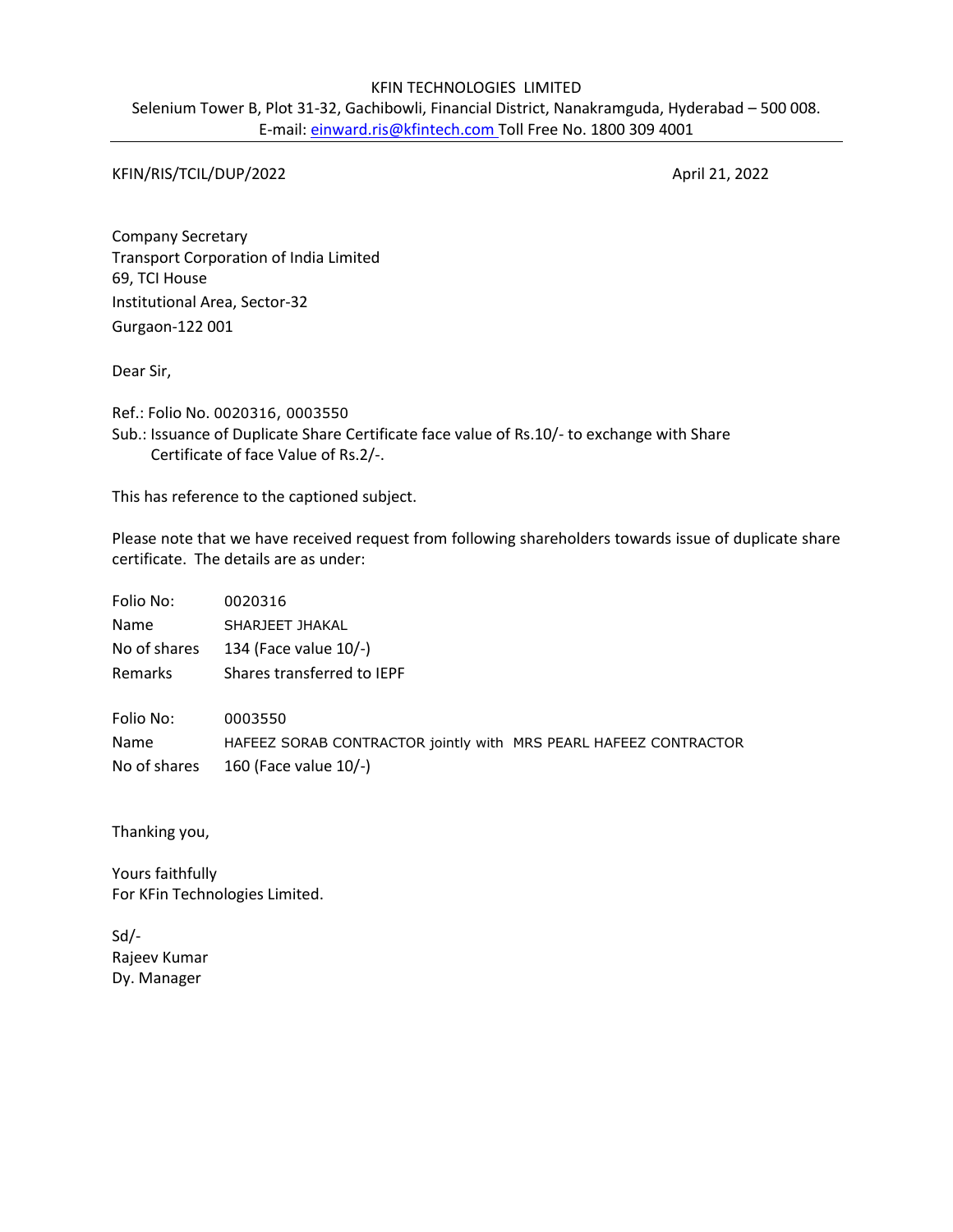KFIN TECHNOLOGIES LIMITED
Selenium Tower B, Plot 31-32, Gachibowli, Financial District, Nanakramguda, Hyderabad – 500 008.
E-mail: einward.ris@kfintech.com Toll Free No. 1800 309 4001

---

KFIN/RIS/TCIL/DUP/2022 April 21, 2022

Company Secretary
Transport Corporation of India Limited
69, TCI House
Institutional Area, Sector-32
Gurgaon-122 001

Dear Sir,

Ref.: Folio No. 0020316, 0003550
Sub.: Issuance of Duplicate Share Certificate face value of Rs.10/- to exchange with Share Certificate of face Value of Rs.2/-.

This has reference to the captioned subject.

Please note that we have received request from following shareholders towards issue of duplicate share certificate. The details are as under:

| | |
|---|---|
| Folio No: | 0020316 |
| Name | SHARJEET JHAKAL |
| No of shares | 134 (Face value 10/-) |
| Remarks | Shares transferred to IEPF |

| | |
|---|---|
| Folio No: | 0003550 |
| Name | HAFEEZ SORAB CONTRACTOR jointly with MRS PEARL HAFEEZ CONTRACTOR |
| No of shares | 160 (Face value 10/-) |

Thanking you,

Yours faithfully
For KFin Technologies Limited.

Sd/-
Rajeev Kumar
Dy. Manager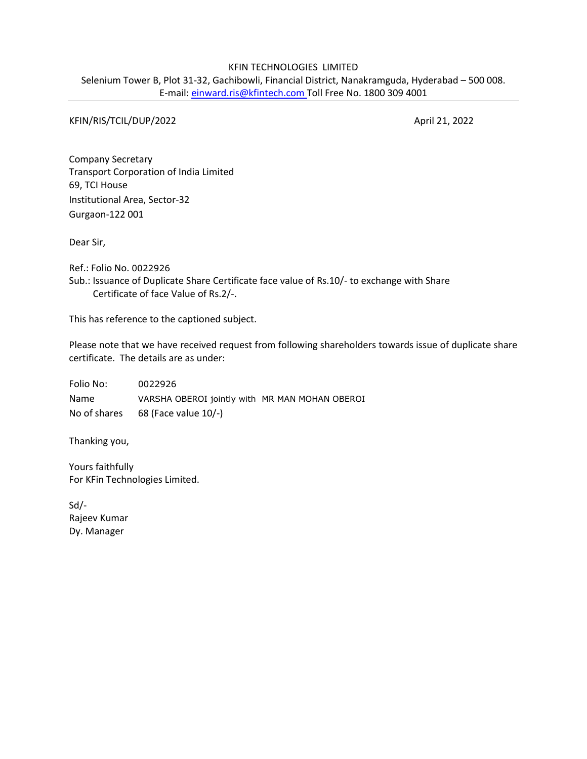KFIN TECHNOLOGIES LIMITED
Selenium Tower B, Plot 31-32, Gachibowli, Financial District, Nanakramguda, Hyderabad – 500 008.
E-mail: einward.ris@kfintech.com Toll Free No. 1800 309 4001

---

KFIN/RIS/TCIL/DUP/2022 April 21, 2022

Company Secretary
Transport Corporation of India Limited
69, TCI House
Institutional Area, Sector-32
Gurgaon-122 001

Dear Sir,

Ref.: Folio No. 0022926
Sub.: Issuance of Duplicate Share Certificate face value of Rs.10/- to exchange with Share Certificate of face Value of Rs.2/-.

This has reference to the captioned subject.

Please note that we have received request from following shareholders towards issue of duplicate share certificate. The details are as under:

| | |
|---|---|
| Folio No: | 0022926 |
| Name | VARSHA OBEROI jointly with MR MAN MOHAN OBEROI |
| No of shares | 68 (Face value 10/-) |

Thanking you,

Yours faithfully
For KFin Technologies Limited.

Sd/-
Rajeev Kumar
Dy. Manager